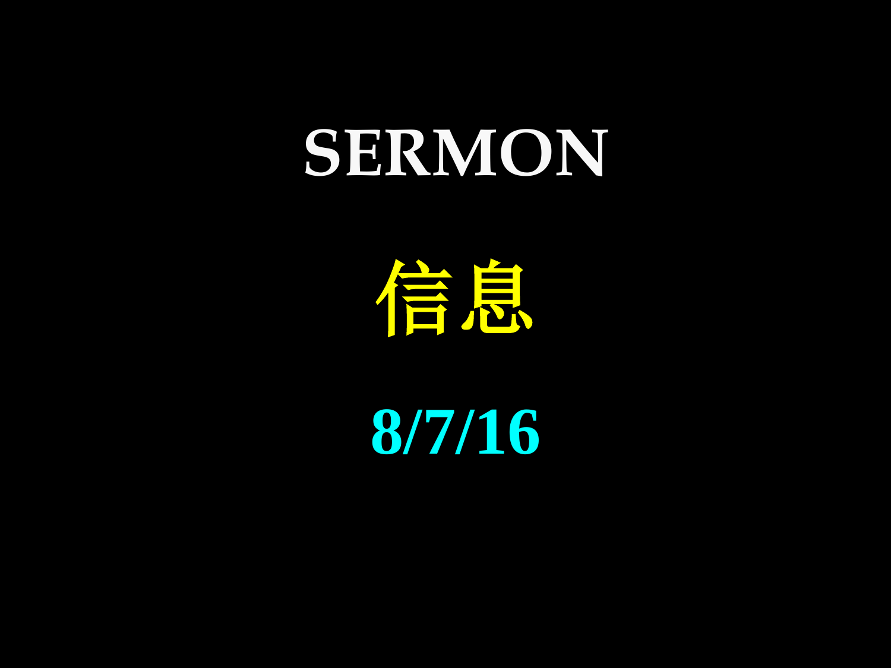# SERMON

# 信息

**8/7/16**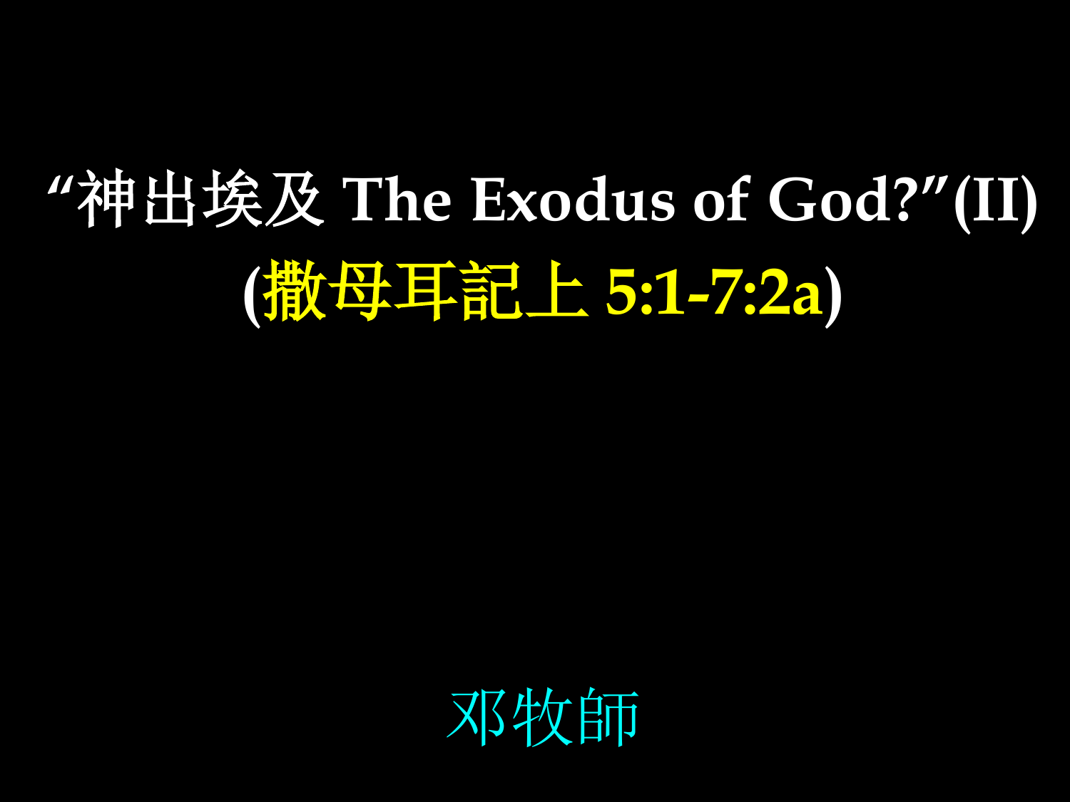# "神出埃及 The Exodus of God?"(II)

## (撒母耳記上 5:1-7:2a)

邓牧師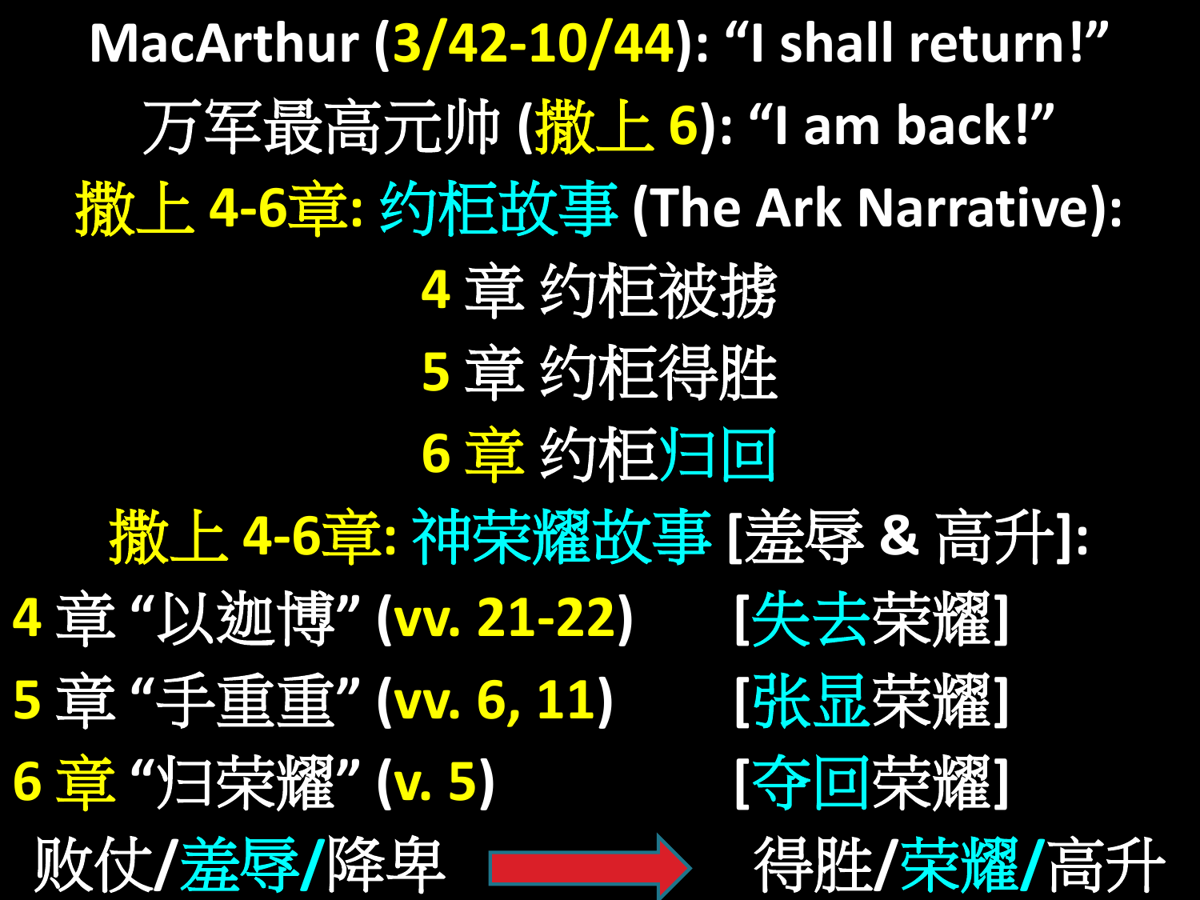MacArthur (3/42-10/44): “I shall return!”

万军最高元帅 (撒上 6): “I am back!”

撒上 4-6章: 约柜故事 (The Ark Narrative):

4 章 约柜被掳

5 章 约柜得胜

6 章 约柜归回

撒上 4-6章: 神荣耀故事 [羞辱 & 高升]:

| | |
|---|---|
| 4 章 “以迦博” (vv. 21-22) | [失去荣耀] |
| 5 章 “手重重” (vv. 6, 11) | [张显荣耀] |
| 6 章 “归荣耀” (v. 5) | [夺回荣耀] |

败仗/羞辱/降卑 → 得胜/荣耀/高升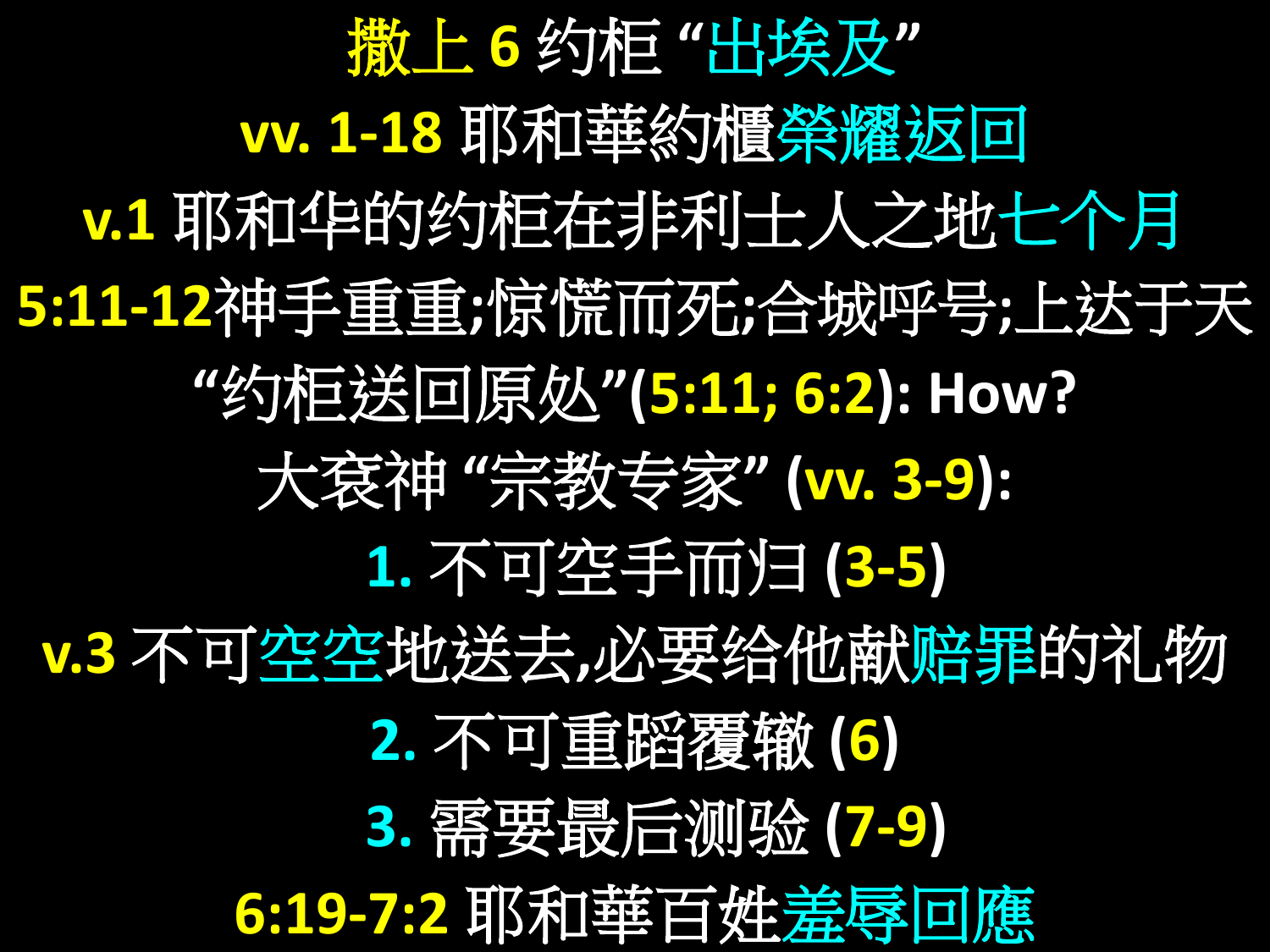# 撒上 6 约柜 “出埃及”

## vv. 1-18 耶和華約櫃榮耀返回

v.1 耶和华的约柜在非利士人之地七个月

5:11-12神手重重;惊慌而死;合城呼号;上达于天

“约柜送回原处”(5:11; 6:2): How?

大衮神 “宗教专家” (vv. 3-9):

1. 不可空手而归 (3-5)

v.3 不可空空地送去,必要给他献赔罪的礼物

2. 不可重蹈覆辙 (6)

3. 需要最后测验 (7-9)

## 6:19-7:2 耶和華百姓羞辱回應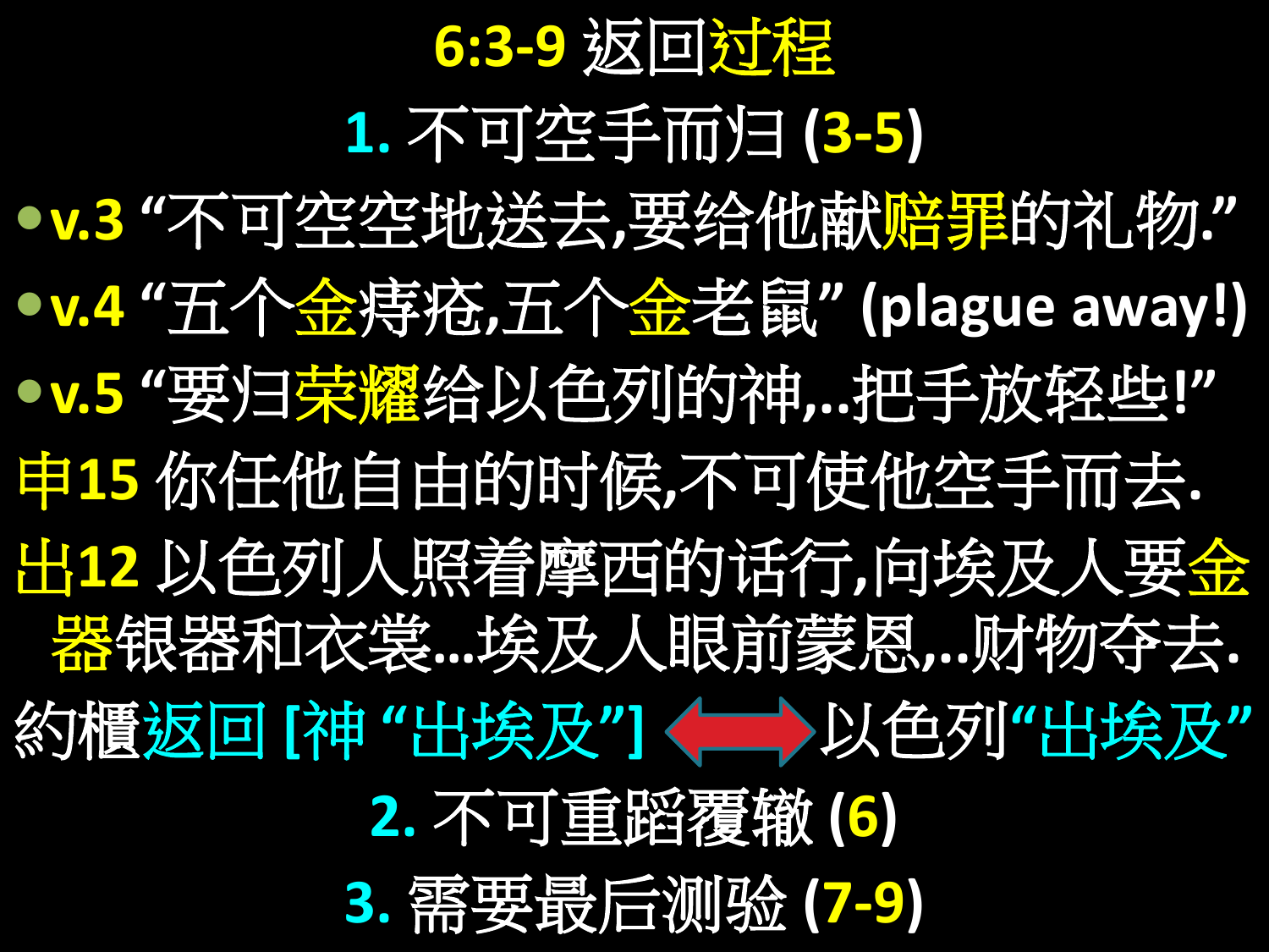# 6:3-9 返回过程

## 1. 不可空手而归 (3-5)

- v.3 “不可空空地送去,要给他献赔罪的礼物.”
- v.4 “五个金痔疮,五个金老鼠” (plague away!)
- v.5 “要归荣耀给以色列的神,..把手放轻些!”

申15 你任他自由的时候,不可使他空手而去.

出12 以色列人照着摩西的话行,向埃及人要金器银器和衣裳...埃及人眼前蒙恩,..财物夺去.

約櫃返回 [神 “出埃及”] ⟺ 以色列“出埃及”

## 2. 不可重蹈覆辙 (6)

## 3. 需要最后测验 (7-9)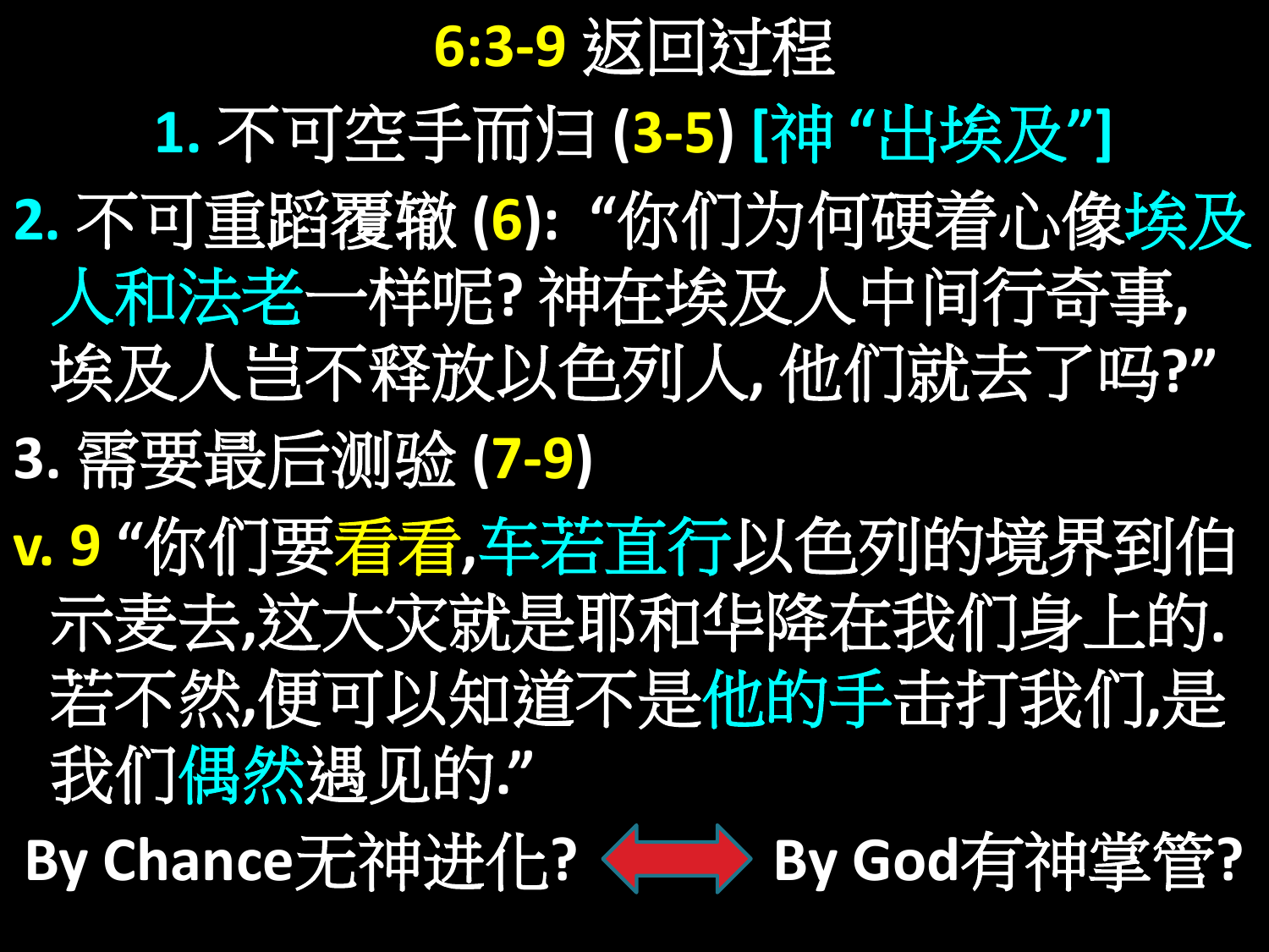# 6:3-9 返回过程

1. 不可空手而归 (3-5) [神 “出埃及”]

2. 不可重蹈覆辙 (6): “你们为何硬着心像埃及人和法老一样呢? 神在埃及人中间行奇事, 埃及人岂不释放以色列人, 他们就去了吗?”

3. 需要最后测验 (7-9)

v. 9 “你们要看看,车若直行以色列的境界到伯示麦去,这大灾就是耶和华降在我们身上的. 若不然,便可以知道不是他的手击打我们,是我们偶然遇见的.”

By Chance无神进化? ⟺ By God有神掌管?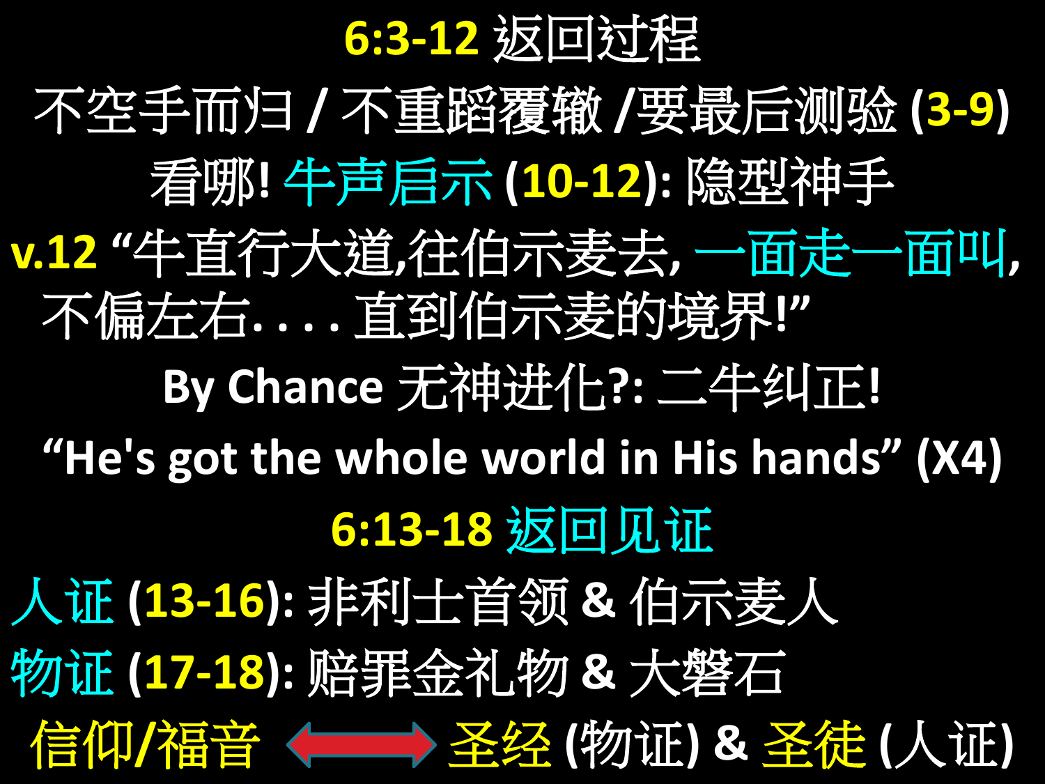## 6:3-12 返回过程

不空手而归 / 不重蹈覆辙 /要最后测验 (3-9)

看哪! 牛声启示 (10-12): 隐型神手

v.12 "牛直行大道,往伯示麦去, 一面走一面叫, 不偏左右. . . . 直到伯示麦的境界!"

By Chance 无神进化?: 二牛纠正!

"He's got the whole world in His hands" (X4)

## 6:13-18 返回见证

人证 (13-16): 非利士首领 & 伯示麦人

物证 (17-18): 赔罪金礼物 & 大磐石

信仰/福音 ⟷ 圣经 (物证) & 圣徒 (人证)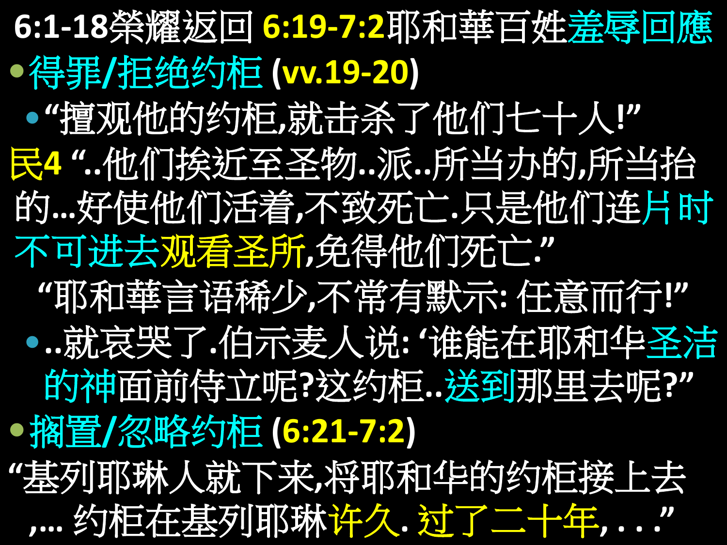# 6:1-18榮耀返回 6:19-7:2耶和華百姓羞辱回應

- 得罪/拒绝约柜 (vv.19-20)
  - “擅观他的约柜,就击杀了他们七十人!”

民4 “..他们挨近至圣物..派..所当办的,所当抬的…好使他们活着,不致死亡.只是他们连片时不可进去观看圣所,免得他们死亡.”

“耶和華言语稀少,不常有默示: 任意而行!”

  - ..就哀哭了.伯示麦人说: ‘谁能在耶和华圣洁的神面前侍立呢?这约柜..送到那里去呢?”

- 搁置/忽略约柜 (6:21-7:2)

“基列耶琳人就下来,将耶和华的约柜接上去,… 约柜在基列耶琳许久. 过了二十年, . . .”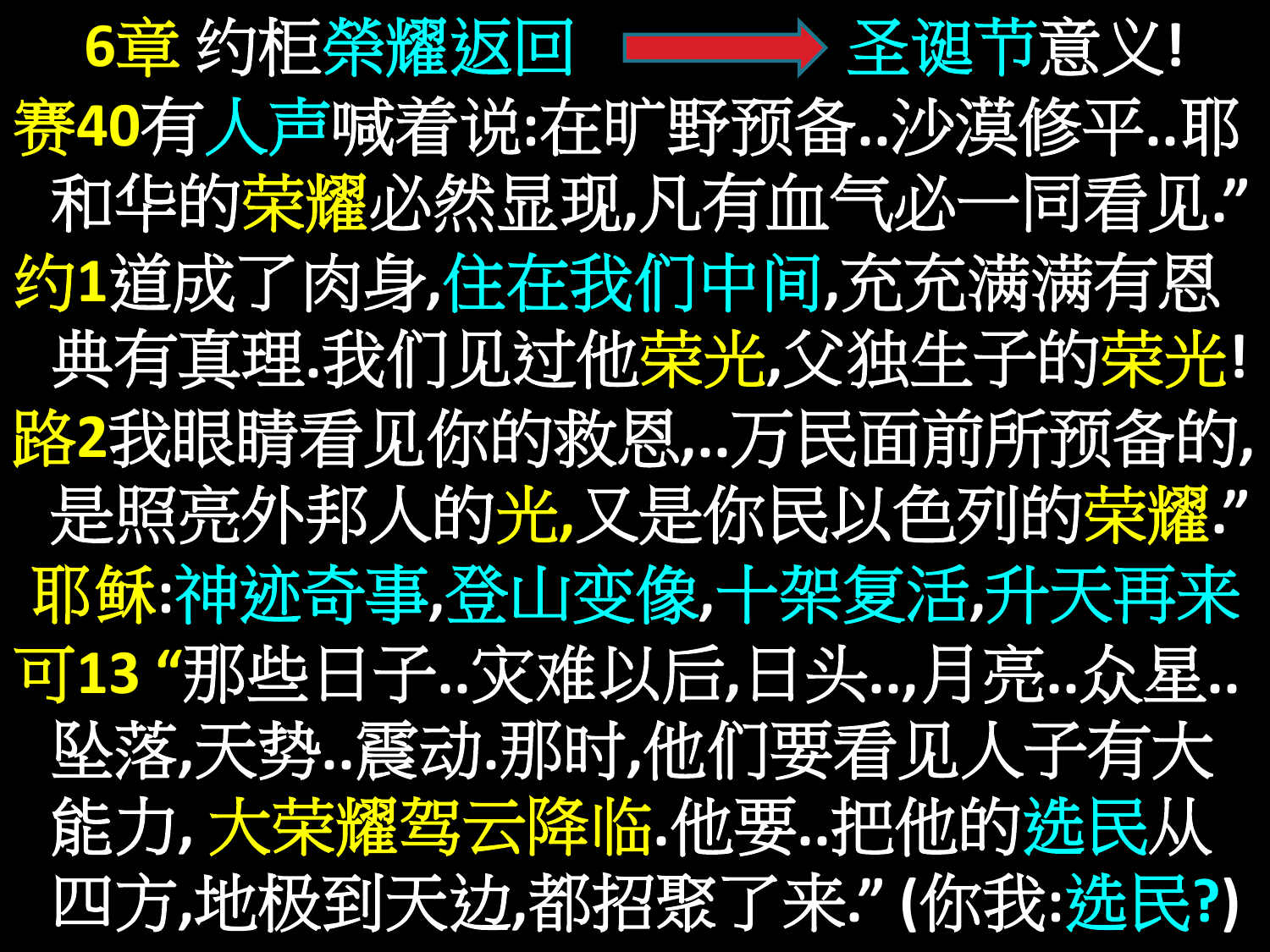# 6章 约柜榮耀返回 ➡ 圣诞节意义!

**赛40**有人声喊着说:在旷野预备..沙漠修平..耶和华的荣耀必然显现,凡有血气必一同看见."

**约1**道成了肉身,住在我们中间,充充满满有恩典有真理.我们见过他荣光,父独生子的荣光!

**路2**我眼睛看见你的救恩,..万民面前所预备的,是照亮外邦人的光,又是你民以色列的荣耀."

**耶稣**:神迹奇事,登山变像,十架复活,升天再来

**可13** "那些日子..灾难以后,日头..,月亮..众星..坠落,天势..震动.那时,他们要看见人子有大能力, 大荣耀驾云降临.他要..把他的选民从四方,地极到天边,都招聚了来." (你我:选民?)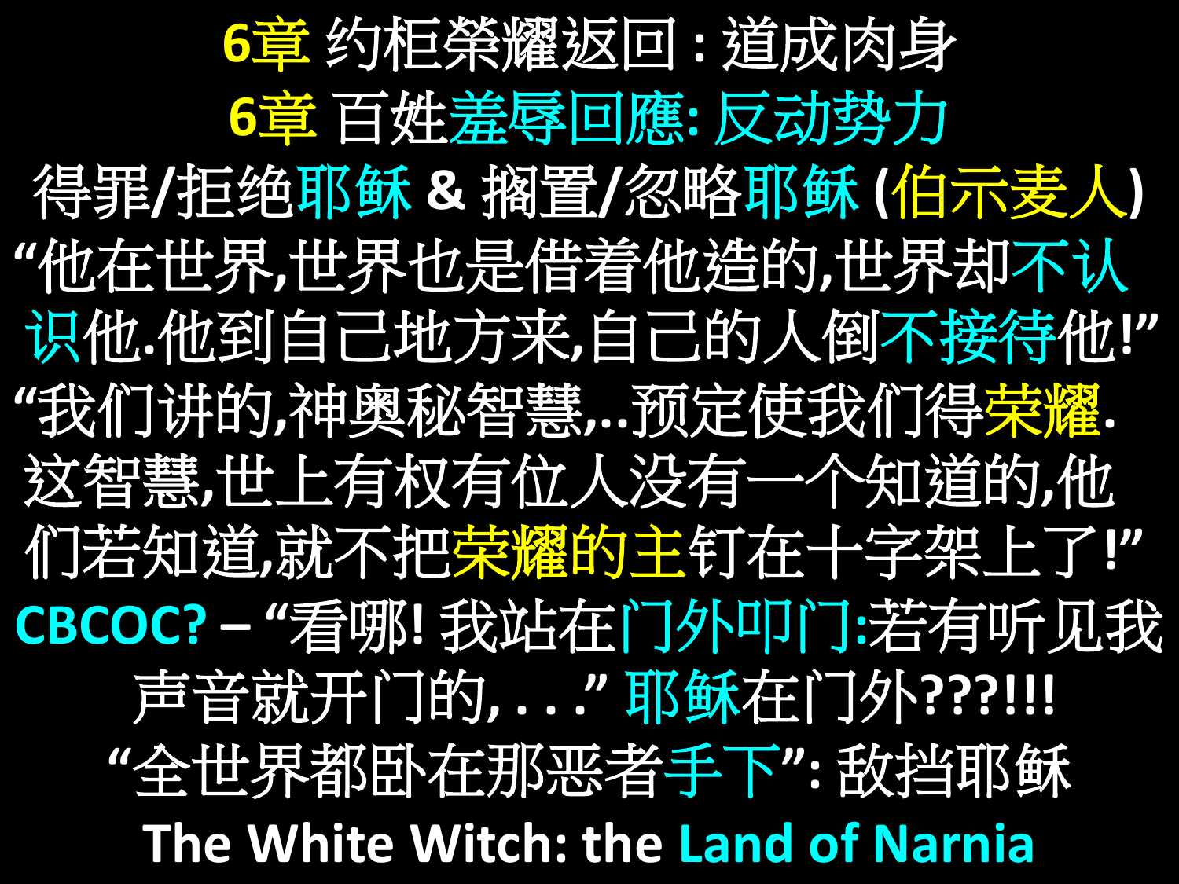# 6章 约柜榮耀返回 : 道成肉身

## 6章 百姓羞辱回應: 反动勢力

得罪/拒绝耶稣 & 搁置/忽略耶稣 (伯示麦人)

“他在世界,世界也是借着他造的,世界却不认识他.他到自己地方来,自己的人倒不接待他!”

“我们讲的,神奥秘智慧,..预定使我们得荣耀. 这智慧,世上有权有位人没有一个知道的,他们若知道,就不把荣耀的主钉在十字架上了!”

CBCOC? – “看哪! 我站在门外叩门:若有听见我声音就开门的, . . .” 耶稣在门外???!!!

“全世界都卧在那恶者手下”: 敌挡耶稣

**The White Witch: the Land of Narnia**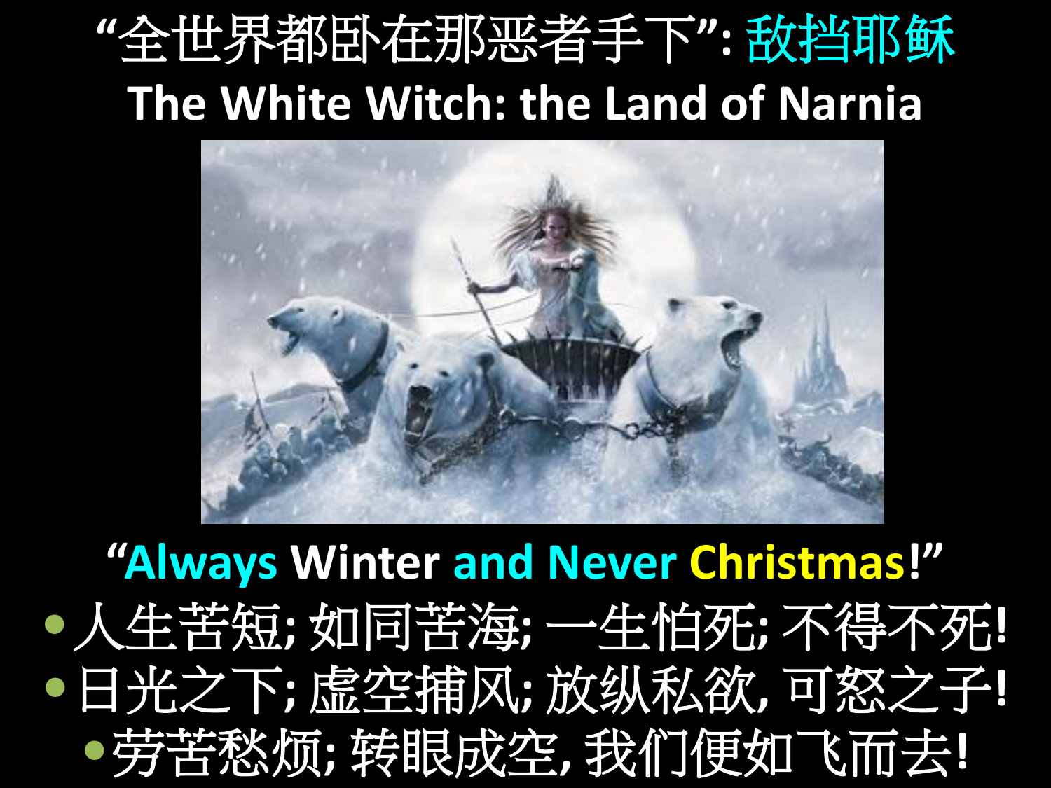# "全世界都卧在那恶者手下": 敌挡耶稣

## The White Witch: the Land of Narnia

"Always Winter and Never Christmas!"

- 人生苦短; 如同苦海; 一生怕死; 不得不死!
- 日光之下; 虚空捕风; 放纵私欲, 可怒之子!
- 劳苦愁烦; 转眼成空, 我们便如飞而去!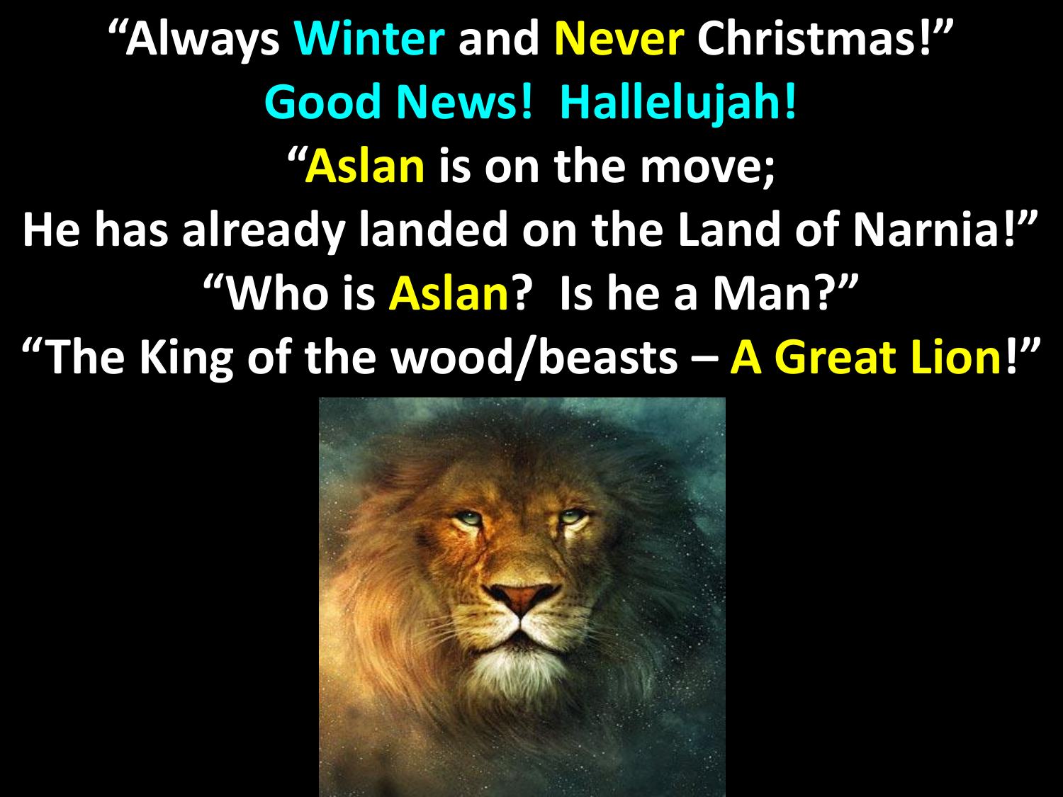**“Always Winter and Never Christmas!”**

**Good News! Hallelujah!**

**“Aslan is on the move;**

**He has already landed on the Land of Narnia!”**

**“Who is Aslan? Is he a Man?”**

**“The King of the wood/beasts – A Great Lion!”**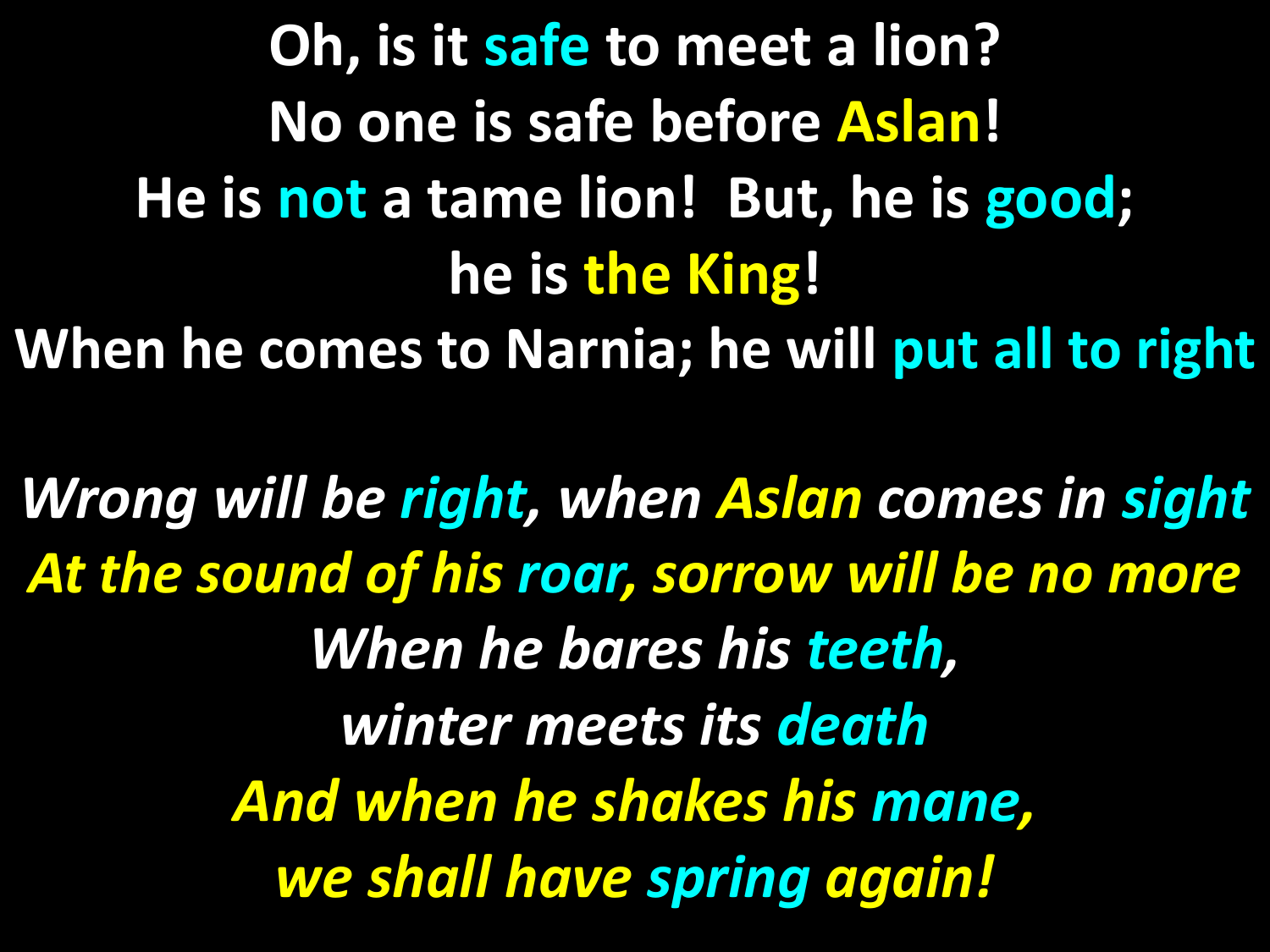**Oh, is it safe to meet a lion?**
**No one is safe before Aslan!**
**He is not a tame lion! But, he is good;**
**he is the King!**
**When he comes to Narnia; he will put all to right**

***Wrong will be right, when Aslan comes in sight***
***At the sound of his roar, sorrow will be no more***
***When he bares his teeth,***
***winter meets its death***
***And when he shakes his mane,***
***we shall have spring again!***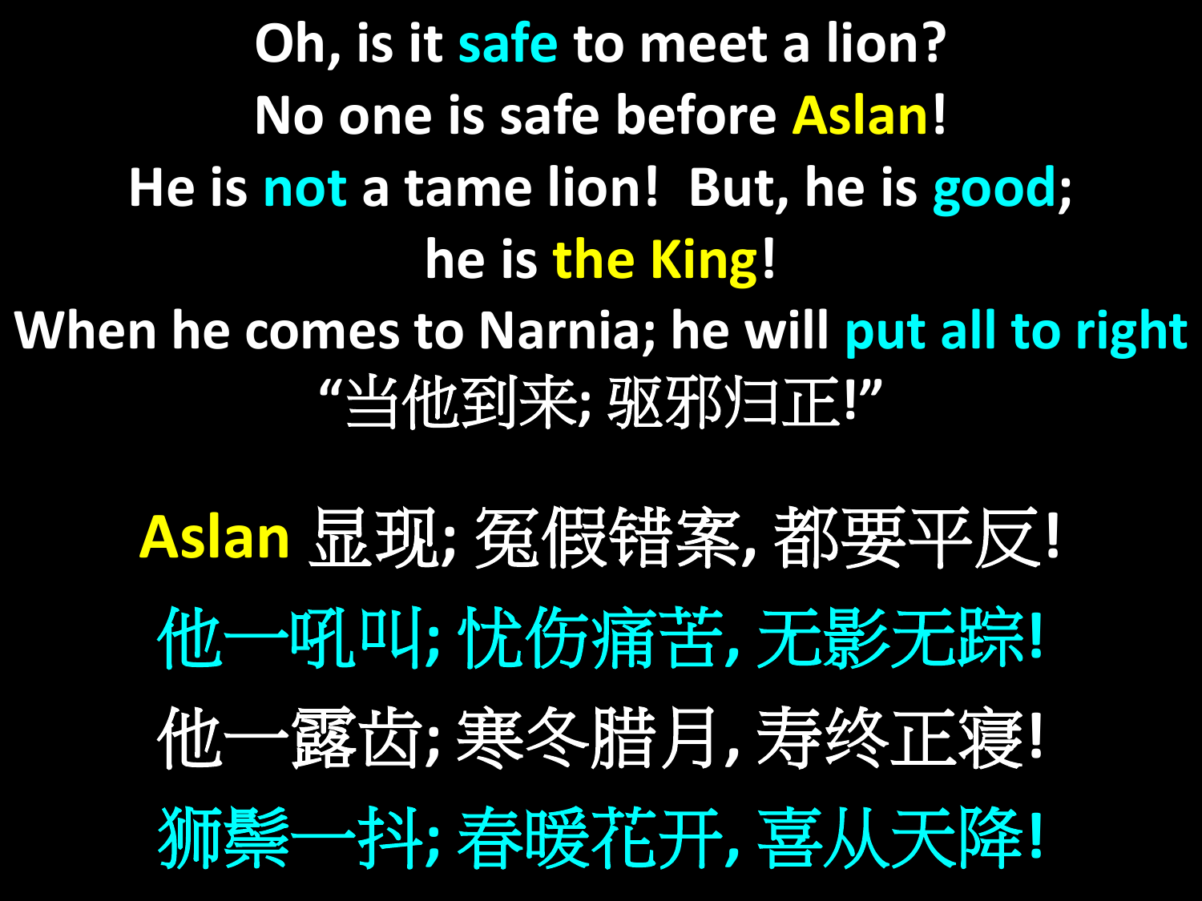Oh, is it safe to meet a lion?

No one is safe before Aslan!

He is not a tame lion! But, he is good;

he is the King!

When he comes to Narnia; he will put all to right

“当他到来; 驱邪归正!”

Aslan 显现; 冤假错案, 都要平反!

他一吼叫; 忧伤痛苦, 无影无踪!

他一露齿; 寒冬腊月, 寿终正寝!

狮鬃一抖; 春暖花开, 喜从天降!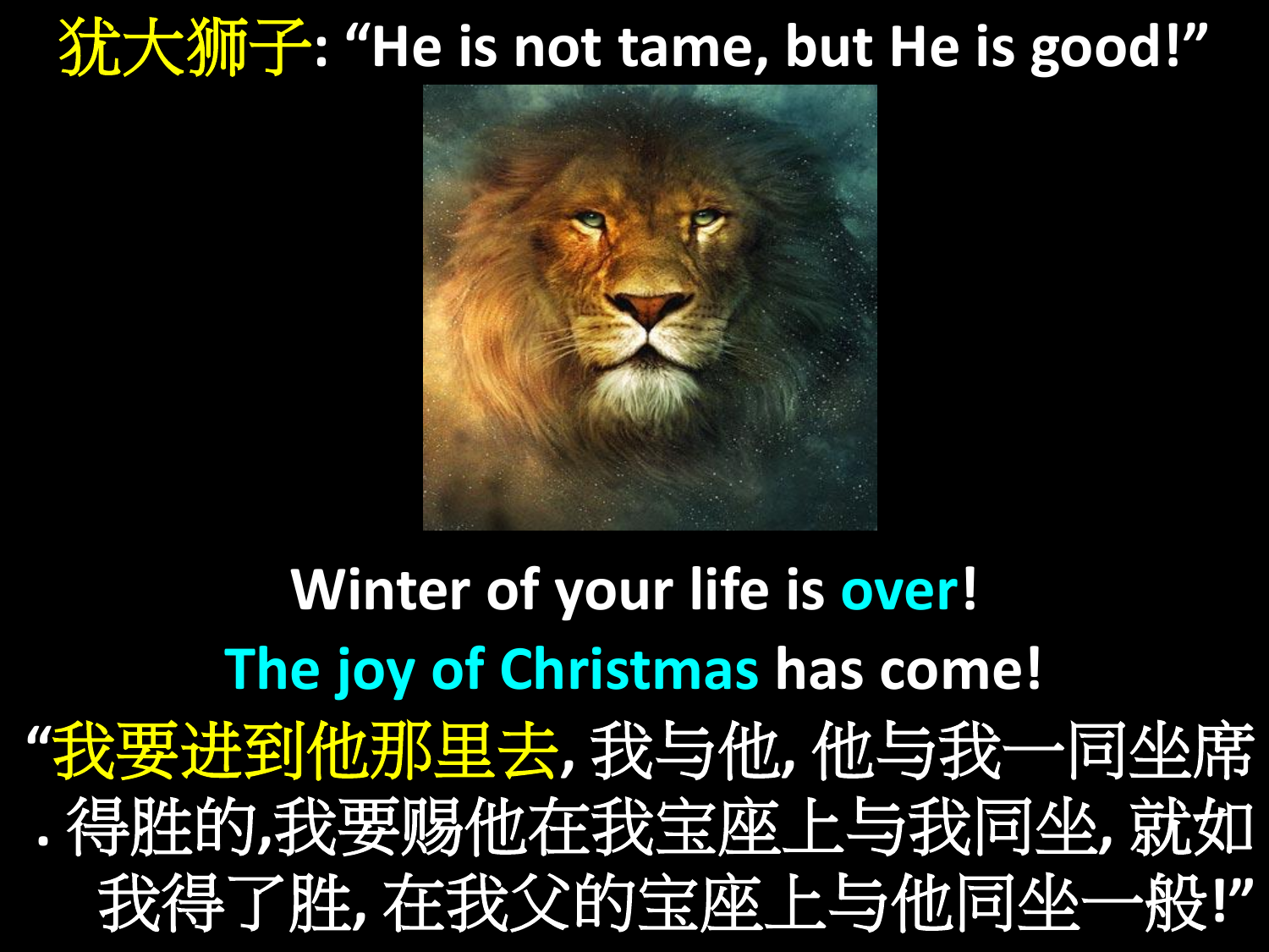犹大狮子: “He is not tame, but He is good!”

**Winter of your life is over!**

**The joy of Christmas has come!**

“我要进到他那里去, 我与他, 他与我一同坐席. 得胜的,我要赐他在我宝座上与我同坐, 就如我得了胜, 在我父的宝座上与他同坐一般!”